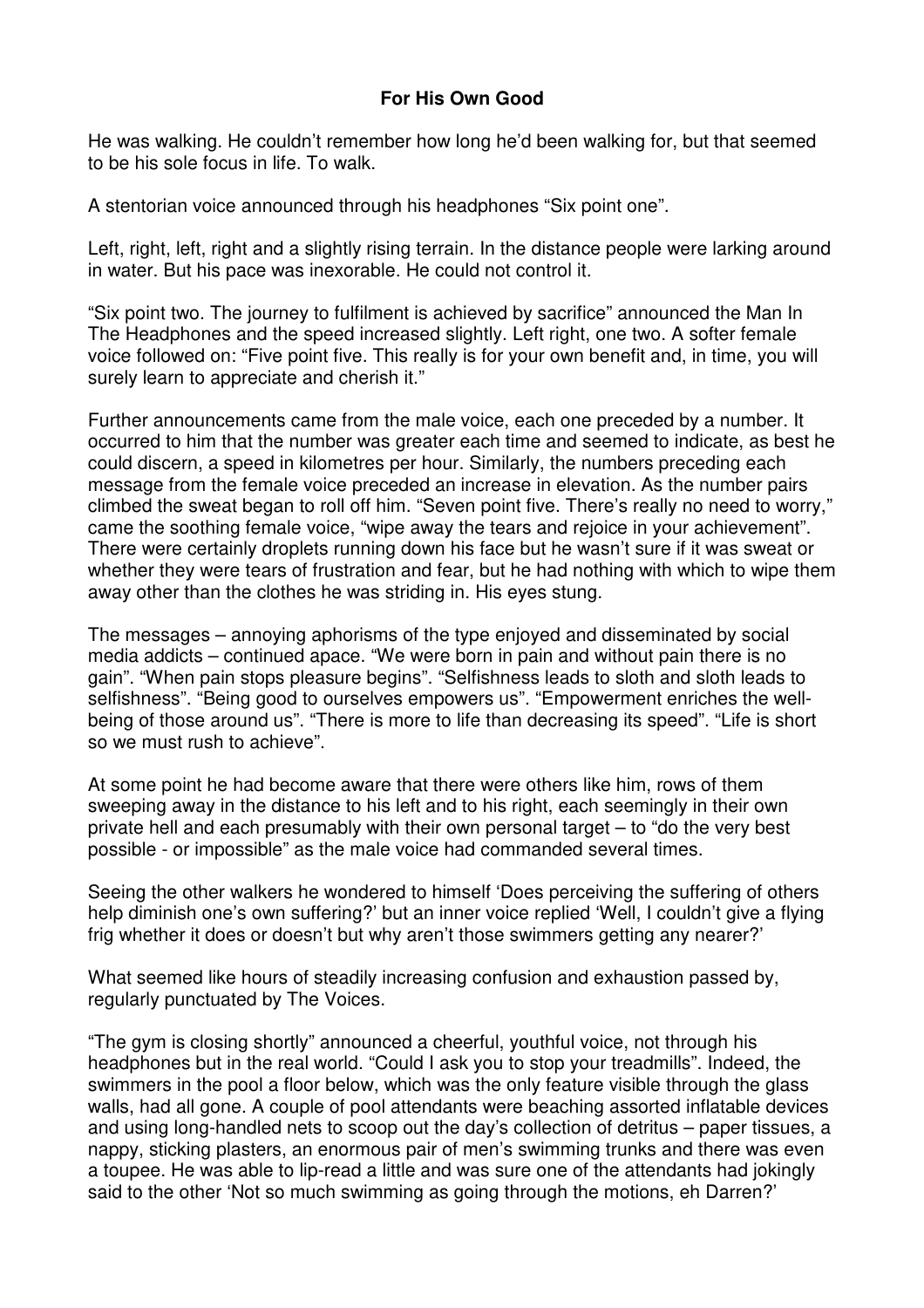# For His Own Good

He was walking. He couldn't remember how long he'd been walking for, but that seemed to be his sole focus in life. To walk.

A stentorian voice announced through his headphones "Six point one".

Left, right, left, right and a slightly rising terrain. In the distance people were larking around in water. But his pace was inexorable. He could not control it.

"Six point two. The journey to fulfilment is achieved by sacrifice" announced the Man In The Headphones and the speed increased slightly. Left right, one two. A softer female voice followed on: "Five point five. This really is for your own benefit and, in time, you will surely learn to appreciate and cherish it."

Further announcements came from the male voice, each one preceded by a number. It occurred to him that the number was greater each time and seemed to indicate, as best he could discern, a speed in kilometres per hour. Similarly, the numbers preceding each message from the female voice preceded an increase in elevation. As the number pairs climbed the sweat began to roll off him. "Seven point five. There's really no need to worry," came the soothing female voice, "wipe away the tears and rejoice in your achievement". There were certainly droplets running down his face but he wasn't sure if it was sweat or whether they were tears of frustration and fear, but he had nothing with which to wipe them away other than the clothes he was striding in. His eyes stung.

The messages – annoying aphorisms of the type enjoyed and disseminated by social media addicts – continued apace. "We were born in pain and without pain there is no gain". "When pain stops pleasure begins". "Selfishness leads to sloth and sloth leads to selfishness". "Being good to ourselves empowers us". "Empowerment enriches the well-being of those around us". "There is more to life than decreasing its speed". "Life is short so we must rush to achieve".

At some point he had become aware that there were others like him, rows of them sweeping away in the distance to his left and to his right, each seemingly in their own private hell and each presumably with their own personal target – to "do the very best possible - or impossible" as the male voice had commanded several times.

Seeing the other walkers he wondered to himself 'Does perceiving the suffering of others help diminish one's own suffering?' but an inner voice replied 'Well, I couldn't give a flying frig whether it does or doesn't but why aren't those swimmers getting any nearer?'

What seemed like hours of steadily increasing confusion and exhaustion passed by, regularly punctuated by The Voices.

"The gym is closing shortly" announced a cheerful, youthful voice, not through his headphones but in the real world. "Could I ask you to stop your treadmills". Indeed, the swimmers in the pool a floor below, which was the only feature visible through the glass walls, had all gone. A couple of pool attendants were beaching assorted inflatable devices and using long-handled nets to scoop out the day's collection of detritus – paper tissues, a nappy, sticking plasters, an enormous pair of men's swimming trunks and there was even a toupee. He was able to lip-read a little and was sure one of the attendants had jokingly said to the other 'Not so much swimming as going through the motions, eh Darren?'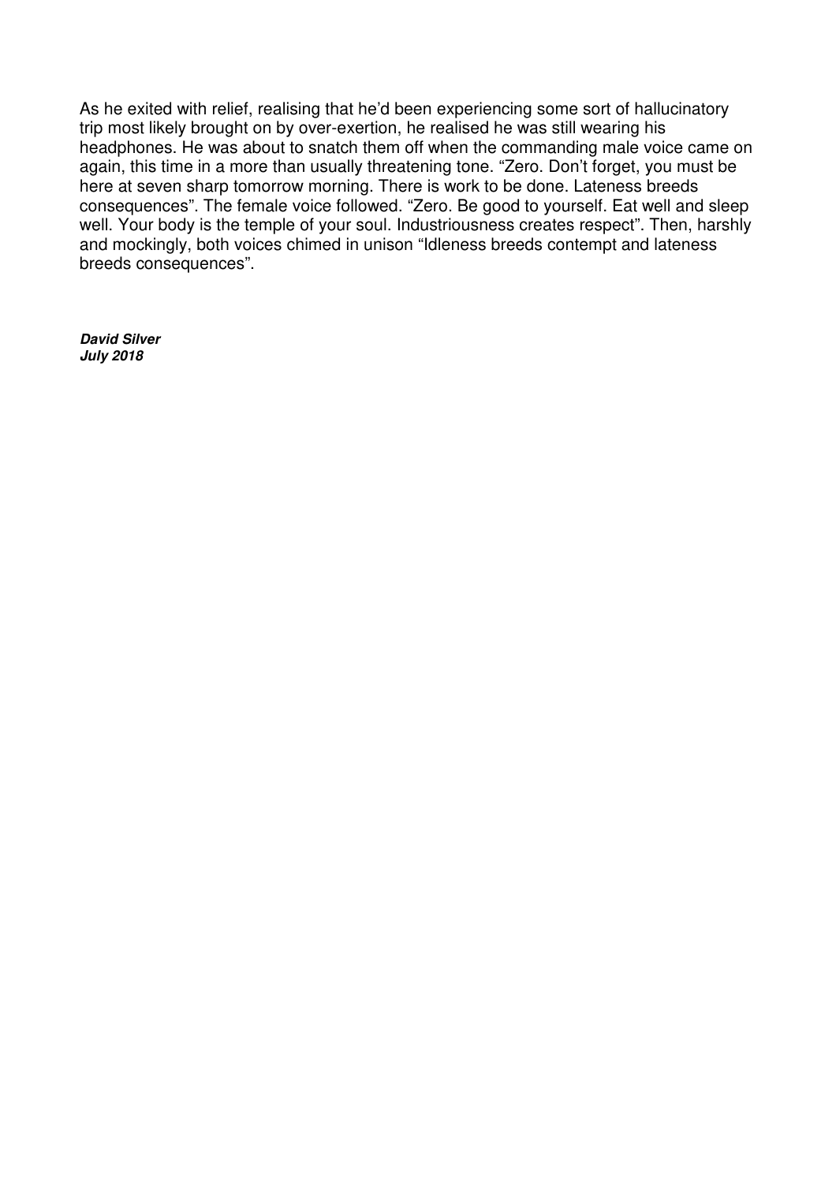As he exited with relief, realising that he'd been experiencing some sort of hallucinatory trip most likely brought on by over-exertion, he realised he was still wearing his headphones. He was about to snatch them off when the commanding male voice came on again, this time in a more than usually threatening tone. “Zero. Don't forget, you must be here at seven sharp tomorrow morning. There is work to be done. Lateness breeds consequences”. The female voice followed. “Zero. Be good to yourself. Eat well and sleep well. Your body is the temple of your soul. Industriousness creates respect”. Then, harshly and mockingly, both voices chimed in unison “Idleness breeds contempt and lateness breeds consequences”.

***David Silver***
***July 2018***